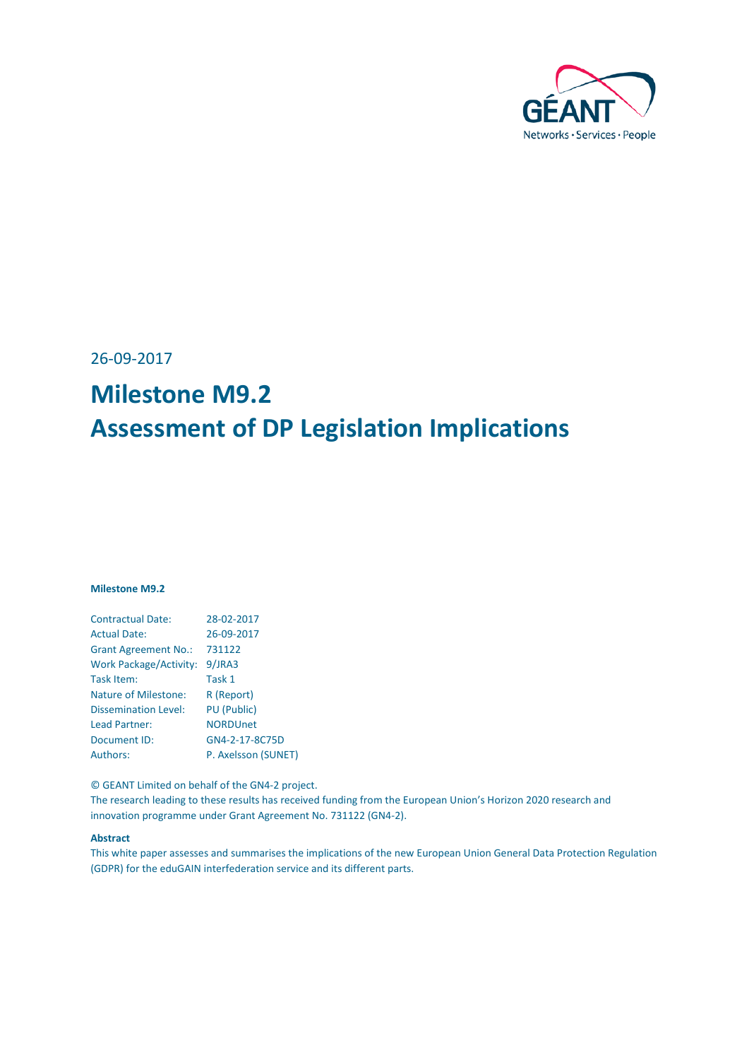26-09-2017

# Milestone M9.2
# Assessment of DP Legislation Implications

**Milestone M9.2**

| | |
|---|---|
| Contractual Date: | 28-02-2017 |
| Actual Date: | 26-09-2017 |
| Grant Agreement No.: | 731122 |
| Work Package/Activity: | 9/JRA3 |
| Task Item: | Task 1 |
| Nature of Milestone: | R (Report) |
| Dissemination Level: | PU (Public) |
| Lead Partner: | NORDUnet |
| Document ID: | GN4-2-17-8C75D |
| Authors: | P. Axelsson (SUNET) |

© GEANT Limited on behalf of the GN4-2 project.
The research leading to these results has received funding from the European Union's Horizon 2020 research and innovation programme under Grant Agreement No. 731122 (GN4-2).

**Abstract**

This white paper assesses and summarises the implications of the new European Union General Data Protection Regulation (GDPR) for the eduGAIN interfederation service and its different parts.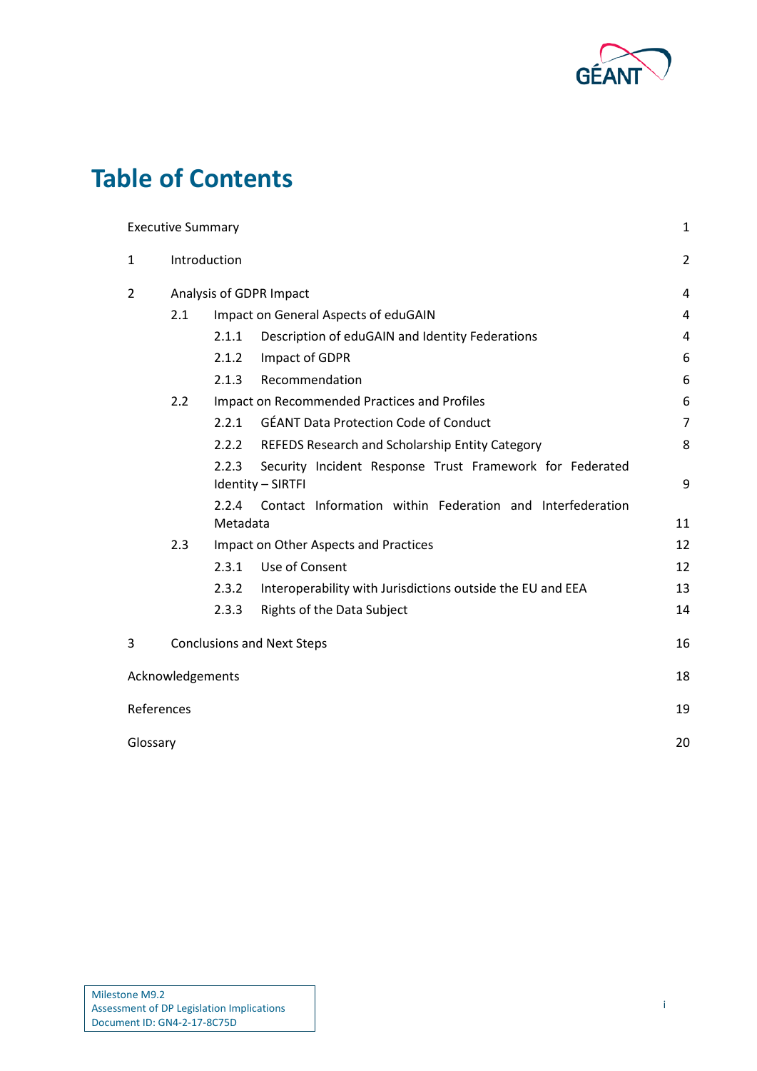# Table of Contents

| | | |
|---|---|---|
| Executive Summary | | 1 |
| 1 | Introduction | 2 |
| 2 | Analysis of GDPR Impact | 4 |
| 2.1 | Impact on General Aspects of eduGAIN | 4 |
| 2.1.1 | Description of eduGAIN and Identity Federations | 4 |
| 2.1.2 | Impact of GDPR | 6 |
| 2.1.3 | Recommendation | 6 |
| 2.2 | Impact on Recommended Practices and Profiles | 6 |
| 2.2.1 | GÉANT Data Protection Code of Conduct | 7 |
| 2.2.2 | REFEDS Research and Scholarship Entity Category | 8 |
| 2.2.3 | Security Incident Response Trust Framework for Federated Identity – SIRTFI | 9 |
| 2.2.4 | Contact Information within Federation and Interfederation Metadata | 11 |
| 2.3 | Impact on Other Aspects and Practices | 12 |
| 2.3.1 | Use of Consent | 12 |
| 2.3.2 | Interoperability with Jurisdictions outside the EU and EEA | 13 |
| 2.3.3 | Rights of the Data Subject | 14 |
| 3 | Conclusions and Next Steps | 16 |
| Acknowledgements | | 18 |
| References | | 19 |
| Glossary | | 20 |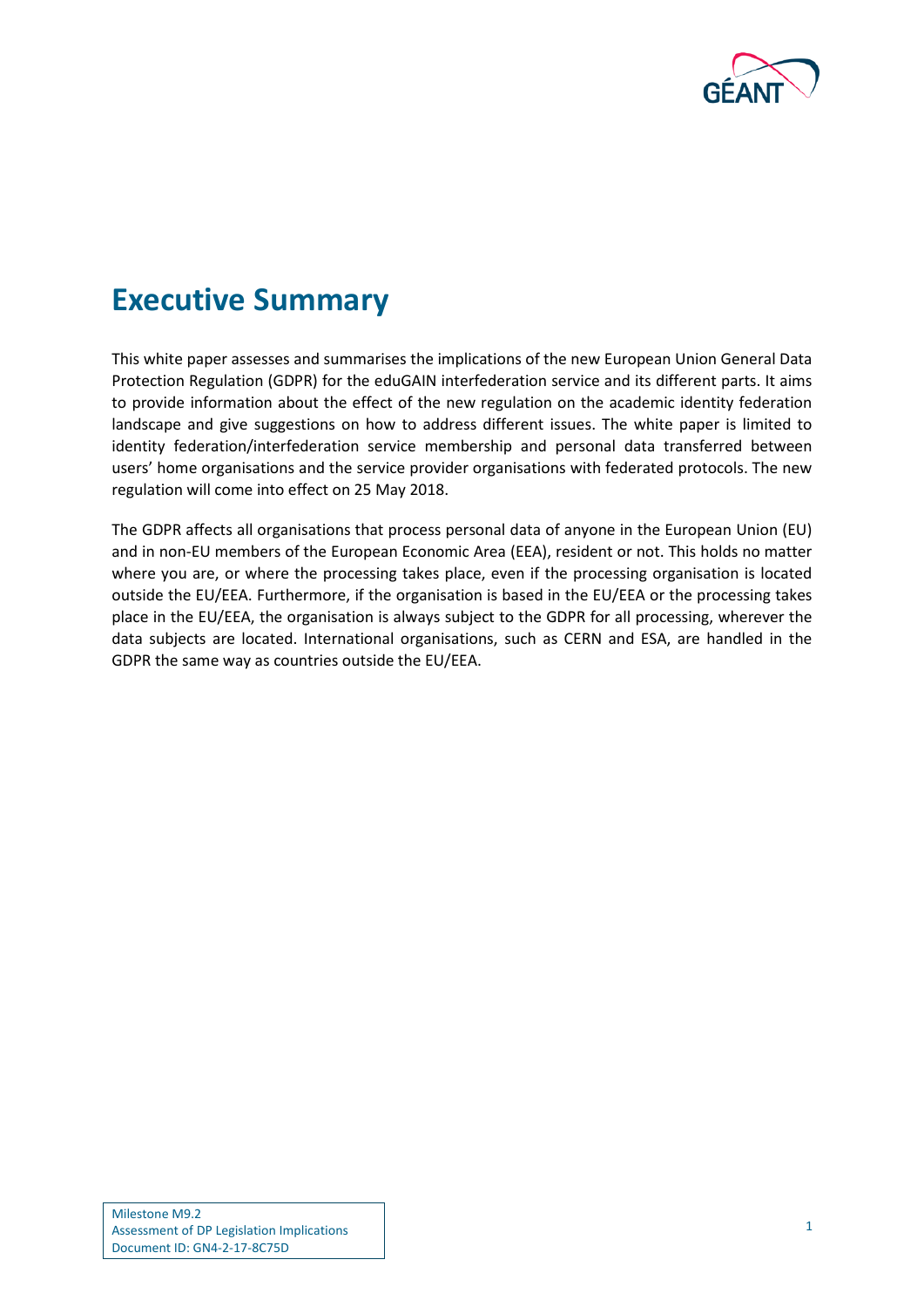# Executive Summary

This white paper assesses and summarises the implications of the new European Union General Data Protection Regulation (GDPR) for the eduGAIN interfederation service and its different parts. It aims to provide information about the effect of the new regulation on the academic identity federation landscape and give suggestions on how to address different issues. The white paper is limited to identity federation/interfederation service membership and personal data transferred between users' home organisations and the service provider organisations with federated protocols. The new regulation will come into effect on 25 May 2018.

The GDPR affects all organisations that process personal data of anyone in the European Union (EU) and in non-EU members of the European Economic Area (EEA), resident or not. This holds no matter where you are, or where the processing takes place, even if the processing organisation is located outside the EU/EEA. Furthermore, if the organisation is based in the EU/EEA or the processing takes place in the EU/EEA, the organisation is always subject to the GDPR for all processing, wherever the data subjects are located. International organisations, such as CERN and ESA, are handled in the GDPR the same way as countries outside the EU/EEA.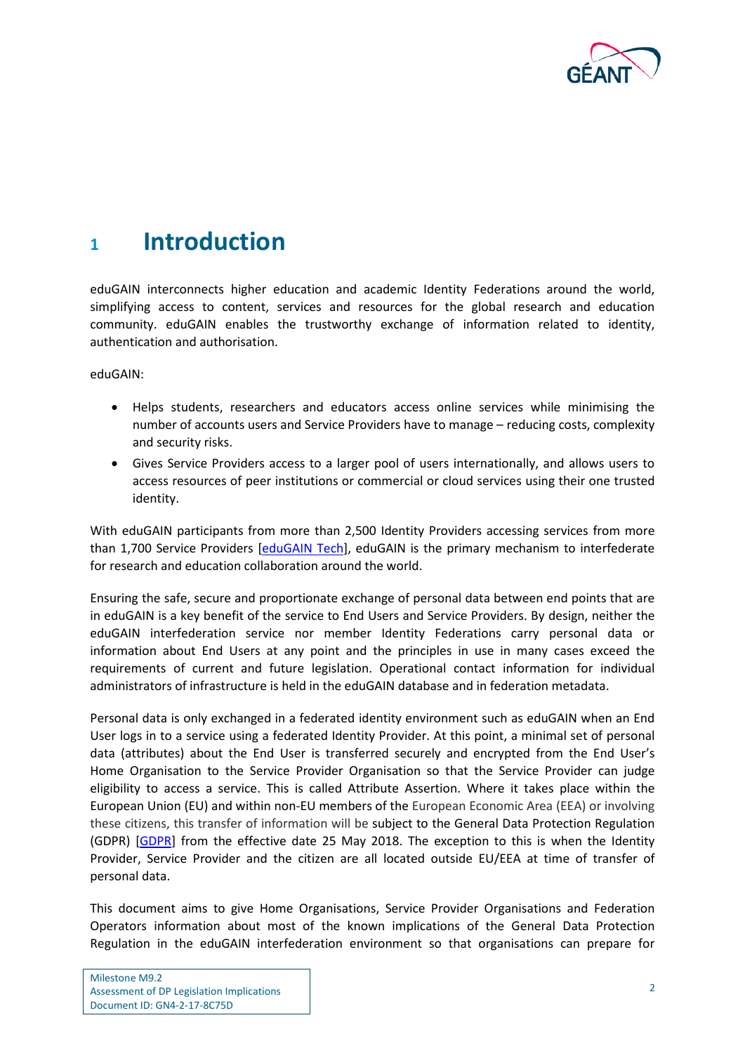# 1 Introduction

eduGAIN interconnects higher education and academic Identity Federations around the world, simplifying access to content, services and resources for the global research and education community. eduGAIN enables the trustworthy exchange of information related to identity, authentication and authorisation.

eduGAIN:

- Helps students, researchers and educators access online services while minimising the number of accounts users and Service Providers have to manage – reducing costs, complexity and security risks.
- Gives Service Providers access to a larger pool of users internationally, and allows users to access resources of peer institutions or commercial or cloud services using their one trusted identity.

With eduGAIN participants from more than 2,500 Identity Providers accessing services from more than 1,700 Service Providers [eduGAIN Tech], eduGAIN is the primary mechanism to interfederate for research and education collaboration around the world.

Ensuring the safe, secure and proportionate exchange of personal data between end points that are in eduGAIN is a key benefit of the service to End Users and Service Providers. By design, neither the eduGAIN interfederation service nor member Identity Federations carry personal data or information about End Users at any point and the principles in use in many cases exceed the requirements of current and future legislation. Operational contact information for individual administrators of infrastructure is held in the eduGAIN database and in federation metadata.

Personal data is only exchanged in a federated identity environment such as eduGAIN when an End User logs in to a service using a federated Identity Provider. At this point, a minimal set of personal data (attributes) about the End User is transferred securely and encrypted from the End User's Home Organisation to the Service Provider Organisation so that the Service Provider can judge eligibility to access a service. This is called Attribute Assertion. Where it takes place within the European Union (EU) and within non-EU members of the European Economic Area (EEA) or involving these citizens, this transfer of information will be subject to the General Data Protection Regulation (GDPR) [GDPR] from the effective date 25 May 2018. The exception to this is when the Identity Provider, Service Provider and the citizen are all located outside EU/EEA at time of transfer of personal data.

This document aims to give Home Organisations, Service Provider Organisations and Federation Operators information about most of the known implications of the General Data Protection Regulation in the eduGAIN interfederation environment so that organisations can prepare for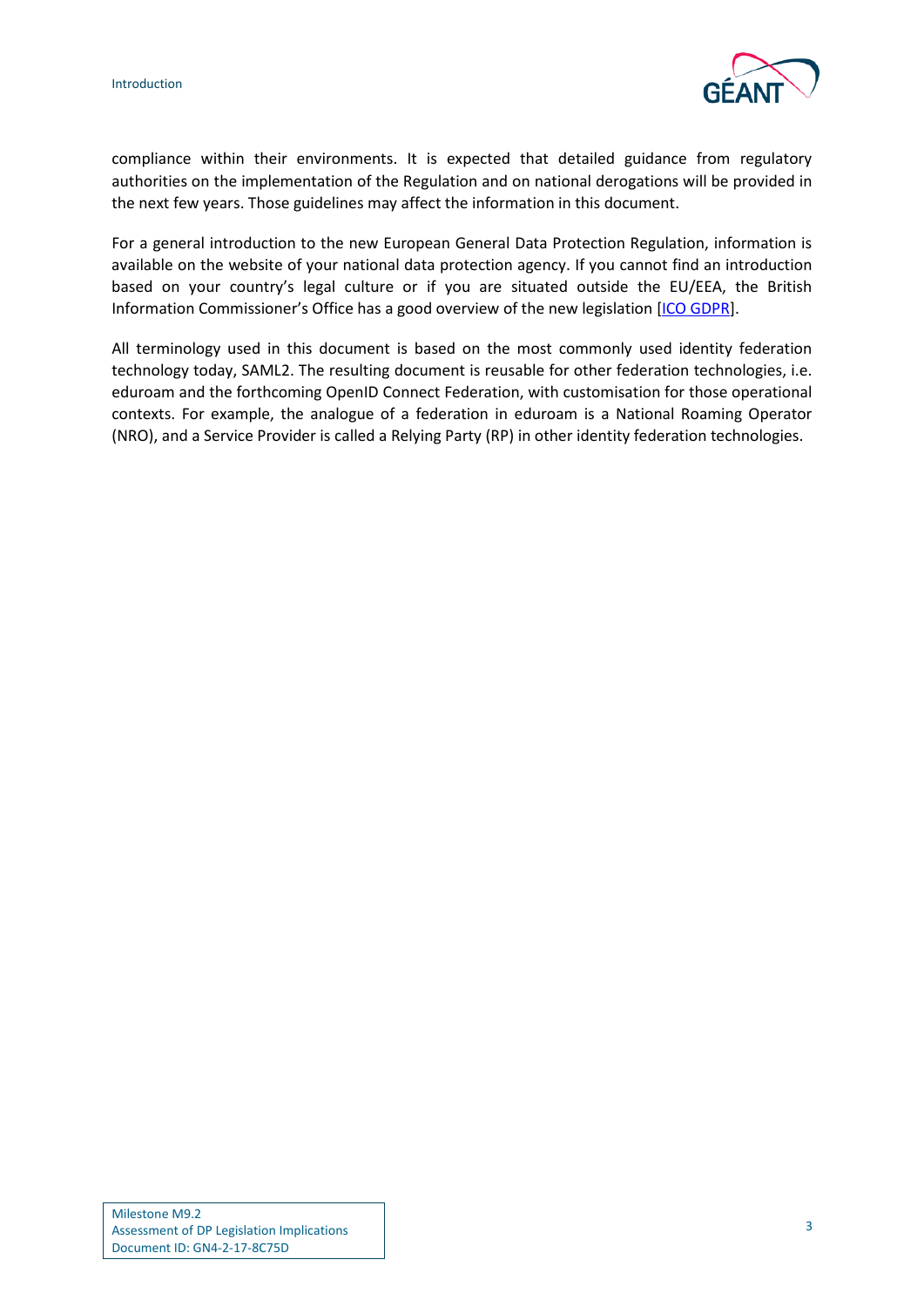compliance within their environments. It is expected that detailed guidance from regulatory authorities on the implementation of the Regulation and on national derogations will be provided in the next few years. Those guidelines may affect the information in this document.

For a general introduction to the new European General Data Protection Regulation, information is available on the website of your national data protection agency. If you cannot find an introduction based on your country's legal culture or if you are situated outside the EU/EEA, the British Information Commissioner's Office has a good overview of the new legislation [ICO GDPR].

All terminology used in this document is based on the most commonly used identity federation technology today, SAML2. The resulting document is reusable for other federation technologies, i.e. eduroam and the forthcoming OpenID Connect Federation, with customisation for those operational contexts. For example, the analogue of a federation in eduroam is a National Roaming Operator (NRO), and a Service Provider is called a Relying Party (RP) in other identity federation technologies.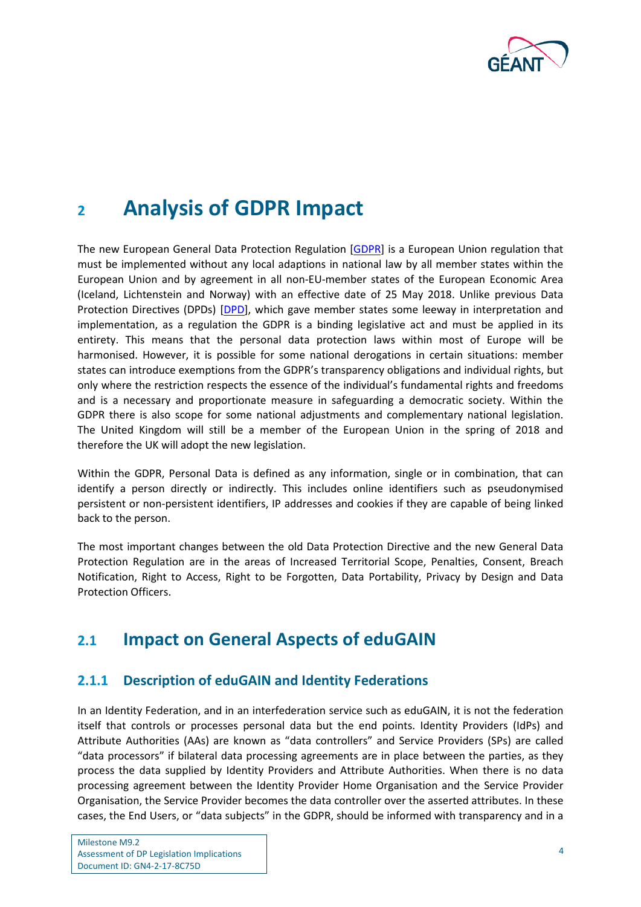# 2 Analysis of GDPR Impact

The new European General Data Protection Regulation [GDPR] is a European Union regulation that must be implemented without any local adaptions in national law by all member states within the European Union and by agreement in all non-EU-member states of the European Economic Area (Iceland, Lichtenstein and Norway) with an effective date of 25 May 2018. Unlike previous Data Protection Directives (DPDs) [DPD], which gave member states some leeway in interpretation and implementation, as a regulation the GDPR is a binding legislative act and must be applied in its entirety. This means that the personal data protection laws within most of Europe will be harmonised. However, it is possible for some national derogations in certain situations: member states can introduce exemptions from the GDPR's transparency obligations and individual rights, but only where the restriction respects the essence of the individual's fundamental rights and freedoms and is a necessary and proportionate measure in safeguarding a democratic society. Within the GDPR there is also scope for some national adjustments and complementary national legislation. The United Kingdom will still be a member of the European Union in the spring of 2018 and therefore the UK will adopt the new legislation.

Within the GDPR, Personal Data is defined as any information, single or in combination, that can identify a person directly or indirectly. This includes online identifiers such as pseudonymised persistent or non-persistent identifiers, IP addresses and cookies if they are capable of being linked back to the person.

The most important changes between the old Data Protection Directive and the new General Data Protection Regulation are in the areas of Increased Territorial Scope, Penalties, Consent, Breach Notification, Right to Access, Right to be Forgotten, Data Portability, Privacy by Design and Data Protection Officers.

## 2.1 Impact on General Aspects of eduGAIN

### 2.1.1 Description of eduGAIN and Identity Federations

In an Identity Federation, and in an interfederation service such as eduGAIN, it is not the federation itself that controls or processes personal data but the end points. Identity Providers (IdPs) and Attribute Authorities (AAs) are known as "data controllers" and Service Providers (SPs) are called "data processors" if bilateral data processing agreements are in place between the parties, as they process the data supplied by Identity Providers and Attribute Authorities. When there is no data processing agreement between the Identity Provider Home Organisation and the Service Provider Organisation, the Service Provider becomes the data controller over the asserted attributes. In these cases, the End Users, or "data subjects" in the GDPR, should be informed with transparency and in a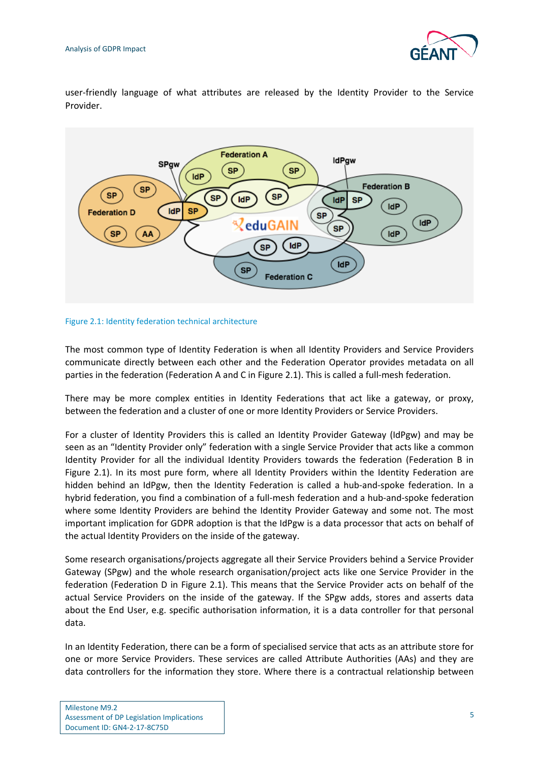user-friendly language of what attributes are released by the Identity Provider to the Service Provider.

Figure 2.1: Identity federation technical architecture

The most common type of Identity Federation is when all Identity Providers and Service Providers communicate directly between each other and the Federation Operator provides metadata on all parties in the federation (Federation A and C in Figure 2.1). This is called a full-mesh federation.

There may be more complex entities in Identity Federations that act like a gateway, or proxy, between the federation and a cluster of one or more Identity Providers or Service Providers.

For a cluster of Identity Providers this is called an Identity Provider Gateway (IdPgw) and may be seen as an "Identity Provider only" federation with a single Service Provider that acts like a common Identity Provider for all the individual Identity Providers towards the federation (Federation B in Figure 2.1). In its most pure form, where all Identity Providers within the Identity Federation are hidden behind an IdPgw, then the Identity Federation is called a hub-and-spoke federation. In a hybrid federation, you find a combination of a full-mesh federation and a hub-and-spoke federation where some Identity Providers are behind the Identity Provider Gateway and some not. The most important implication for GDPR adoption is that the IdPgw is a data processor that acts on behalf of the actual Identity Providers on the inside of the gateway.

Some research organisations/projects aggregate all their Service Providers behind a Service Provider Gateway (SPgw) and the whole research organisation/project acts like one Service Provider in the federation (Federation D in Figure 2.1). This means that the Service Provider acts on behalf of the actual Service Providers on the inside of the gateway. If the SPgw adds, stores and asserts data about the End User, e.g. specific authorisation information, it is a data controller for that personal data.

In an Identity Federation, there can be a form of specialised service that acts as an attribute store for one or more Service Providers. These services are called Attribute Authorities (AAs) and they are data controllers for the information they store. Where there is a contractual relationship between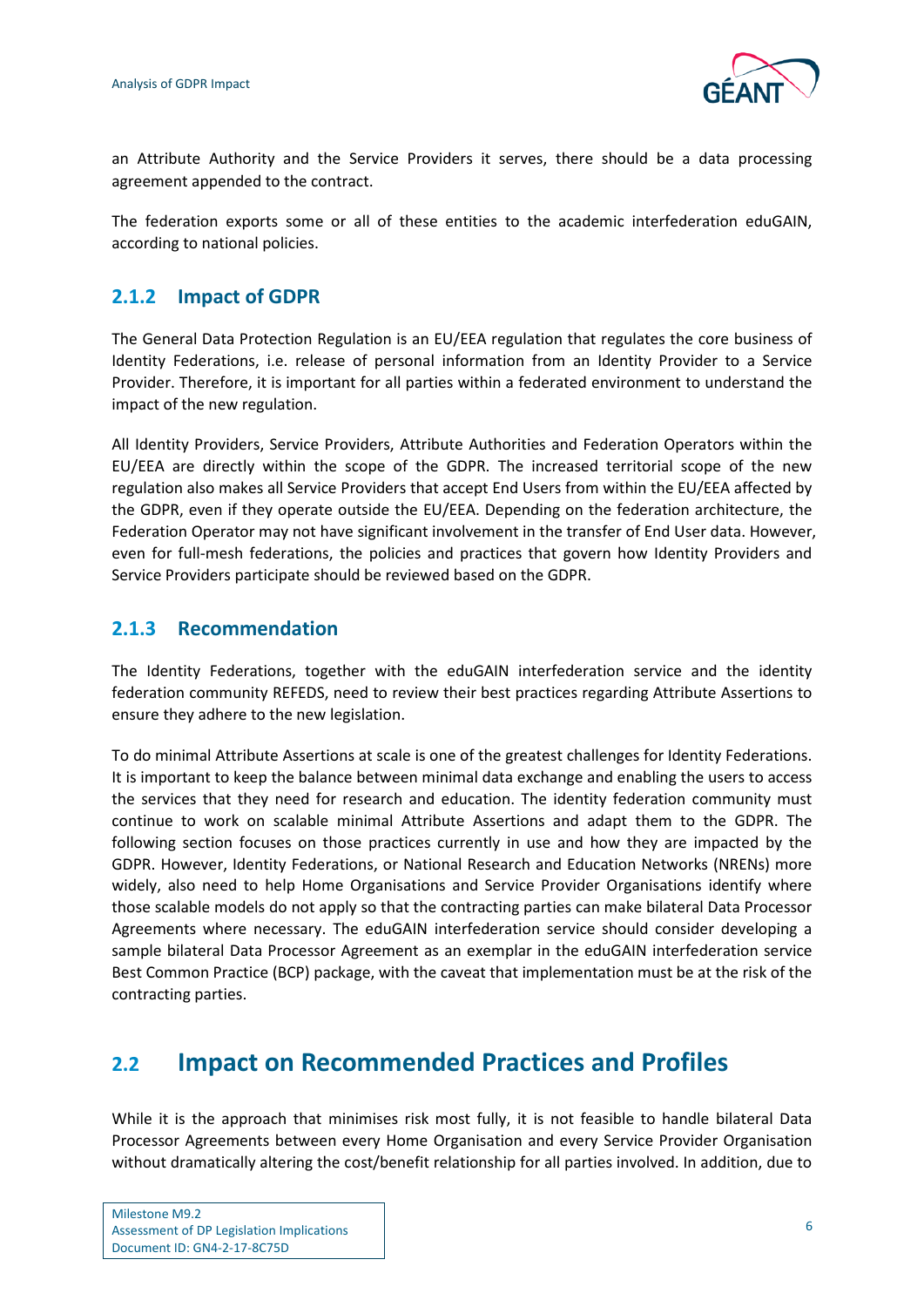an Attribute Authority and the Service Providers it serves, there should be a data processing agreement appended to the contract.

The federation exports some or all of these entities to the academic interfederation eduGAIN, according to national policies.

### 2.1.2 Impact of GDPR

The General Data Protection Regulation is an EU/EEA regulation that regulates the core business of Identity Federations, i.e. release of personal information from an Identity Provider to a Service Provider. Therefore, it is important for all parties within a federated environment to understand the impact of the new regulation.

All Identity Providers, Service Providers, Attribute Authorities and Federation Operators within the EU/EEA are directly within the scope of the GDPR. The increased territorial scope of the new regulation also makes all Service Providers that accept End Users from within the EU/EEA affected by the GDPR, even if they operate outside the EU/EEA. Depending on the federation architecture, the Federation Operator may not have significant involvement in the transfer of End User data. However, even for full-mesh federations, the policies and practices that govern how Identity Providers and Service Providers participate should be reviewed based on the GDPR.

### 2.1.3 Recommendation

The Identity Federations, together with the eduGAIN interfederation service and the identity federation community REFEDS, need to review their best practices regarding Attribute Assertions to ensure they adhere to the new legislation.

To do minimal Attribute Assertions at scale is one of the greatest challenges for Identity Federations. It is important to keep the balance between minimal data exchange and enabling the users to access the services that they need for research and education. The identity federation community must continue to work on scalable minimal Attribute Assertions and adapt them to the GDPR. The following section focuses on those practices currently in use and how they are impacted by the GDPR. However, Identity Federations, or National Research and Education Networks (NRENs) more widely, also need to help Home Organisations and Service Provider Organisations identify where those scalable models do not apply so that the contracting parties can make bilateral Data Processor Agreements where necessary. The eduGAIN interfederation service should consider developing a sample bilateral Data Processor Agreement as an exemplar in the eduGAIN interfederation service Best Common Practice (BCP) package, with the caveat that implementation must be at the risk of the contracting parties.

## 2.2 Impact on Recommended Practices and Profiles

While it is the approach that minimises risk most fully, it is not feasible to handle bilateral Data Processor Agreements between every Home Organisation and every Service Provider Organisation without dramatically altering the cost/benefit relationship for all parties involved. In addition, due to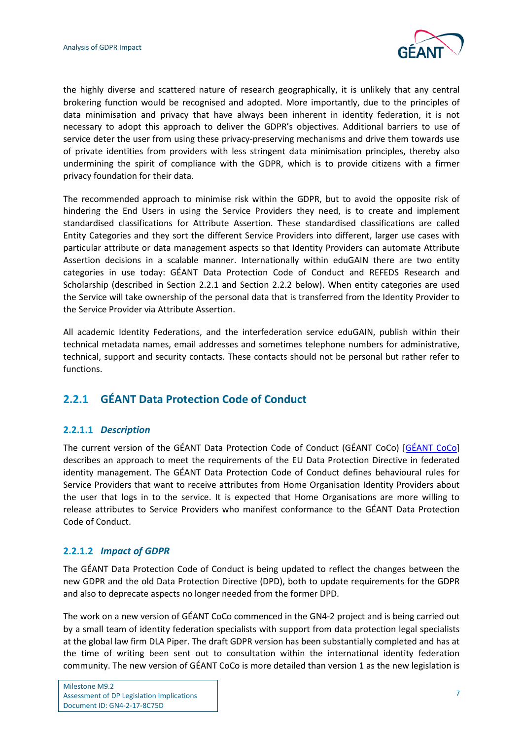the highly diverse and scattered nature of research geographically, it is unlikely that any central brokering function would be recognised and adopted. More importantly, due to the principles of data minimisation and privacy that have always been inherent in identity federation, it is not necessary to adopt this approach to deliver the GDPR's objectives. Additional barriers to use of service deter the user from using these privacy-preserving mechanisms and drive them towards use of private identities from providers with less stringent data minimisation principles, thereby also undermining the spirit of compliance with the GDPR, which is to provide citizens with a firmer privacy foundation for their data.

The recommended approach to minimise risk within the GDPR, but to avoid the opposite risk of hindering the End Users in using the Service Providers they need, is to create and implement standardised classifications for Attribute Assertion. These standardised classifications are called Entity Categories and they sort the different Service Providers into different, larger use cases with particular attribute or data management aspects so that Identity Providers can automate Attribute Assertion decisions in a scalable manner. Internationally within eduGAIN there are two entity categories in use today: GÉANT Data Protection Code of Conduct and REFEDS Research and Scholarship (described in Section 2.2.1 and Section 2.2.2 below). When entity categories are used the Service will take ownership of the personal data that is transferred from the Identity Provider to the Service Provider via Attribute Assertion.

All academic Identity Federations, and the interfederation service eduGAIN, publish within their technical metadata names, email addresses and sometimes telephone numbers for administrative, technical, support and security contacts. These contacts should not be personal but rather refer to functions.

## 2.2.1 GÉANT Data Protection Code of Conduct

### 2.2.1.1 *Description*

The current version of the GÉANT Data Protection Code of Conduct (GÉANT CoCo) [GÉANT CoCo] describes an approach to meet the requirements of the EU Data Protection Directive in federated identity management. The GÉANT Data Protection Code of Conduct defines behavioural rules for Service Providers that want to receive attributes from Home Organisation Identity Providers about the user that logs in to the service. It is expected that Home Organisations are more willing to release attributes to Service Providers who manifest conformance to the GÉANT Data Protection Code of Conduct.

### 2.2.1.2 *Impact of GDPR*

The GÉANT Data Protection Code of Conduct is being updated to reflect the changes between the new GDPR and the old Data Protection Directive (DPD), both to update requirements for the GDPR and also to deprecate aspects no longer needed from the former DPD.

The work on a new version of GÉANT CoCo commenced in the GN4-2 project and is being carried out by a small team of identity federation specialists with support from data protection legal specialists at the global law firm DLA Piper. The draft GDPR version has been substantially completed and has at the time of writing been sent out to consultation within the international identity federation community. The new version of GÉANT CoCo is more detailed than version 1 as the new legislation is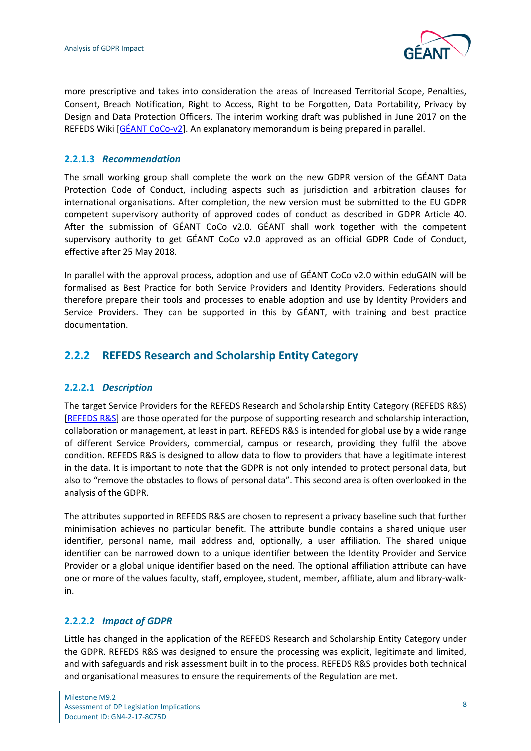more prescriptive and takes into consideration the areas of Increased Territorial Scope, Penalties, Consent, Breach Notification, Right to Access, Right to be Forgotten, Data Portability, Privacy by Design and Data Protection Officers. The interim working draft was published in June 2017 on the REFEDS Wiki [GÉANT CoCo-v2]. An explanatory memorandum is being prepared in parallel.

#### 2.2.1.3 *Recommendation*

The small working group shall complete the work on the new GDPR version of the GÉANT Data Protection Code of Conduct, including aspects such as jurisdiction and arbitration clauses for international organisations. After completion, the new version must be submitted to the EU GDPR competent supervisory authority of approved codes of conduct as described in GDPR Article 40. After the submission of GÉANT CoCo v2.0. GÉANT shall work together with the competent supervisory authority to get GÉANT CoCo v2.0 approved as an official GDPR Code of Conduct, effective after 25 May 2018.

In parallel with the approval process, adoption and use of GÉANT CoCo v2.0 within eduGAIN will be formalised as Best Practice for both Service Providers and Identity Providers. Federations should therefore prepare their tools and processes to enable adoption and use by Identity Providers and Service Providers. They can be supported in this by GÉANT, with training and best practice documentation.

### 2.2.2 REFEDS Research and Scholarship Entity Category

#### 2.2.2.1 *Description*

The target Service Providers for the REFEDS Research and Scholarship Entity Category (REFEDS R&S) [REFEDS R&S] are those operated for the purpose of supporting research and scholarship interaction, collaboration or management, at least in part. REFEDS R&S is intended for global use by a wide range of different Service Providers, commercial, campus or research, providing they fulfil the above condition. REFEDS R&S is designed to allow data to flow to providers that have a legitimate interest in the data. It is important to note that the GDPR is not only intended to protect personal data, but also to "remove the obstacles to flows of personal data". This second area is often overlooked in the analysis of the GDPR.

The attributes supported in REFEDS R&S are chosen to represent a privacy baseline such that further minimisation achieves no particular benefit. The attribute bundle contains a shared unique user identifier, personal name, mail address and, optionally, a user affiliation. The shared unique identifier can be narrowed down to a unique identifier between the Identity Provider and Service Provider or a global unique identifier based on the need. The optional affiliation attribute can have one or more of the values faculty, staff, employee, student, member, affiliate, alum and library-walk-in.

#### 2.2.2.2 *Impact of GDPR*

Little has changed in the application of the REFEDS Research and Scholarship Entity Category under the GDPR. REFEDS R&S was designed to ensure the processing was explicit, legitimate and limited, and with safeguards and risk assessment built in to the process. REFEDS R&S provides both technical and organisational measures to ensure the requirements of the Regulation are met.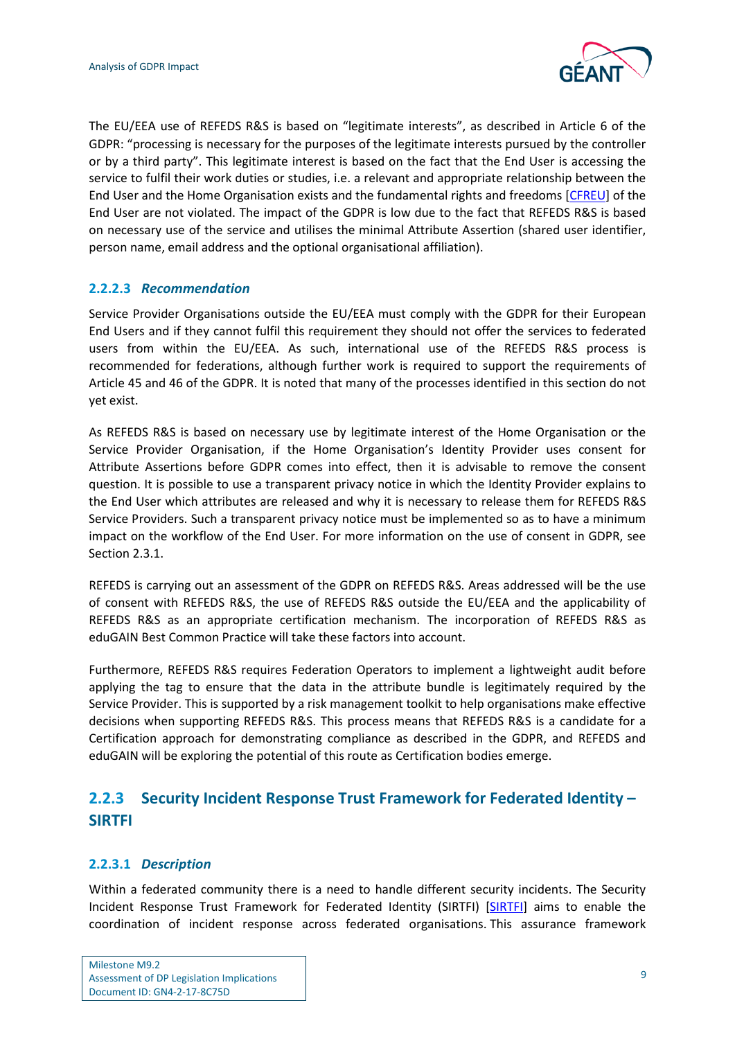The EU/EEA use of REFEDS R&S is based on "legitimate interests", as described in Article 6 of the GDPR: "processing is necessary for the purposes of the legitimate interests pursued by the controller or by a third party". This legitimate interest is based on the fact that the End User is accessing the service to fulfil their work duties or studies, i.e. a relevant and appropriate relationship between the End User and the Home Organisation exists and the fundamental rights and freedoms [CFREU] of the End User are not violated. The impact of the GDPR is low due to the fact that REFEDS R&S is based on necessary use of the service and utilises the minimal Attribute Assertion (shared user identifier, person name, email address and the optional organisational affiliation).

#### 2.2.2.3 *Recommendation*

Service Provider Organisations outside the EU/EEA must comply with the GDPR for their European End Users and if they cannot fulfil this requirement they should not offer the services to federated users from within the EU/EEA. As such, international use of the REFEDS R&S process is recommended for federations, although further work is required to support the requirements of Article 45 and 46 of the GDPR. It is noted that many of the processes identified in this section do not yet exist.

As REFEDS R&S is based on necessary use by legitimate interest of the Home Organisation or the Service Provider Organisation, if the Home Organisation's Identity Provider uses consent for Attribute Assertions before GDPR comes into effect, then it is advisable to remove the consent question. It is possible to use a transparent privacy notice in which the Identity Provider explains to the End User which attributes are released and why it is necessary to release them for REFEDS R&S Service Providers. Such a transparent privacy notice must be implemented so as to have a minimum impact on the workflow of the End User. For more information on the use of consent in GDPR, see Section 2.3.1.

REFEDS is carrying out an assessment of the GDPR on REFEDS R&S. Areas addressed will be the use of consent with REFEDS R&S, the use of REFEDS R&S outside the EU/EEA and the applicability of REFEDS R&S as an appropriate certification mechanism. The incorporation of REFEDS R&S as eduGAIN Best Common Practice will take these factors into account.

Furthermore, REFEDS R&S requires Federation Operators to implement a lightweight audit before applying the tag to ensure that the data in the attribute bundle is legitimately required by the Service Provider. This is supported by a risk management toolkit to help organisations make effective decisions when supporting REFEDS R&S. This process means that REFEDS R&S is a candidate for a Certification approach for demonstrating compliance as described in the GDPR, and REFEDS and eduGAIN will be exploring the potential of this route as Certification bodies emerge.

### 2.2.3 Security Incident Response Trust Framework for Federated Identity – SIRTFI

#### 2.2.3.1 *Description*

Within a federated community there is a need to handle different security incidents. The Security Incident Response Trust Framework for Federated Identity (SIRTFI) [SIRTFI] aims to enable the coordination of incident response across federated organisations. This assurance framework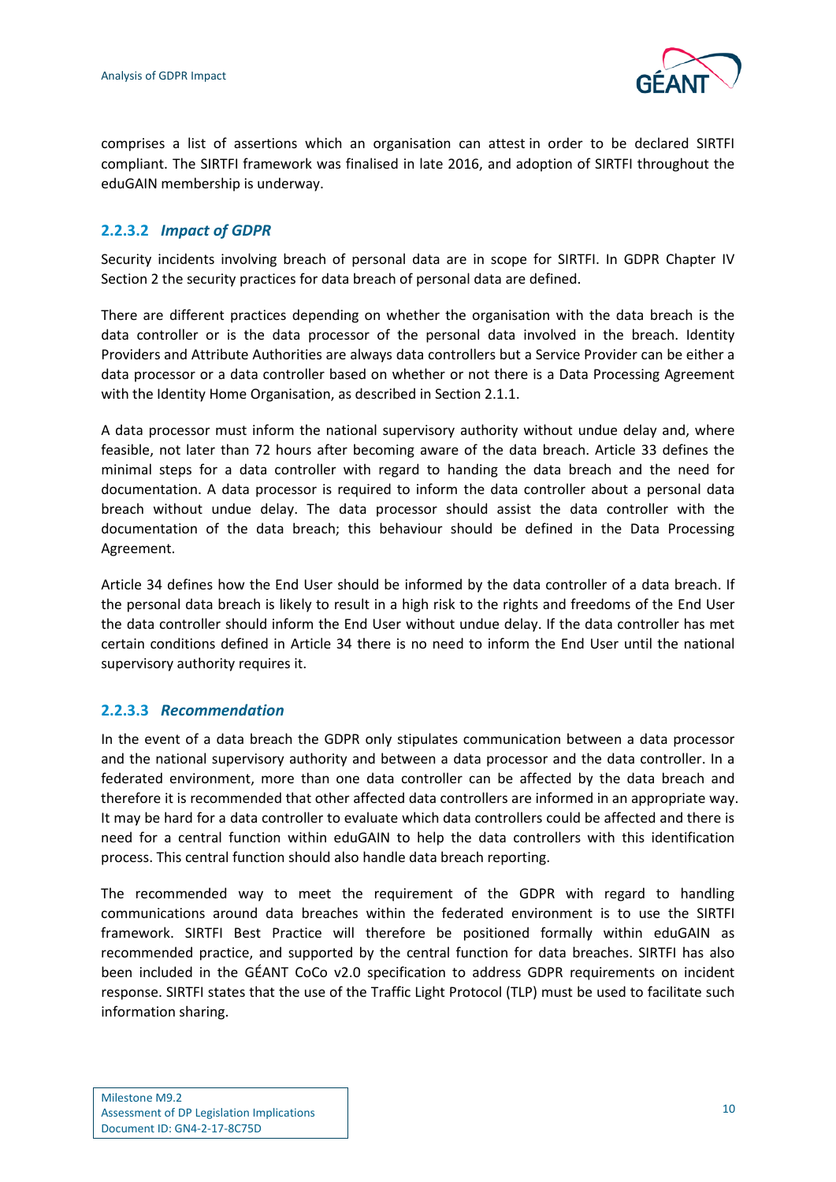comprises a list of assertions which an organisation can attest in order to be declared SIRTFI compliant. The SIRTFI framework was finalised in late 2016, and adoption of SIRTFI throughout the eduGAIN membership is underway.

#### 2.2.3.2 *Impact of GDPR*

Security incidents involving breach of personal data are in scope for SIRTFI. In GDPR Chapter IV Section 2 the security practices for data breach of personal data are defined.

There are different practices depending on whether the organisation with the data breach is the data controller or is the data processor of the personal data involved in the breach. Identity Providers and Attribute Authorities are always data controllers but a Service Provider can be either a data processor or a data controller based on whether or not there is a Data Processing Agreement with the Identity Home Organisation, as described in Section 2.1.1.

A data processor must inform the national supervisory authority without undue delay and, where feasible, not later than 72 hours after becoming aware of the data breach. Article 33 defines the minimal steps for a data controller with regard to handing the data breach and the need for documentation. A data processor is required to inform the data controller about a personal data breach without undue delay. The data processor should assist the data controller with the documentation of the data breach; this behaviour should be defined in the Data Processing Agreement.

Article 34 defines how the End User should be informed by the data controller of a data breach. If the personal data breach is likely to result in a high risk to the rights and freedoms of the End User the data controller should inform the End User without undue delay. If the data controller has met certain conditions defined in Article 34 there is no need to inform the End User until the national supervisory authority requires it.

#### 2.2.3.3 *Recommendation*

In the event of a data breach the GDPR only stipulates communication between a data processor and the national supervisory authority and between a data processor and the data controller. In a federated environment, more than one data controller can be affected by the data breach and therefore it is recommended that other affected data controllers are informed in an appropriate way. It may be hard for a data controller to evaluate which data controllers could be affected and there is need for a central function within eduGAIN to help the data controllers with this identification process. This central function should also handle data breach reporting.

The recommended way to meet the requirement of the GDPR with regard to handling communications around data breaches within the federated environment is to use the SIRTFI framework. SIRTFI Best Practice will therefore be positioned formally within eduGAIN as recommended practice, and supported by the central function for data breaches. SIRTFI has also been included in the GÉANT CoCo v2.0 specification to address GDPR requirements on incident response. SIRTFI states that the use of the Traffic Light Protocol (TLP) must be used to facilitate such information sharing.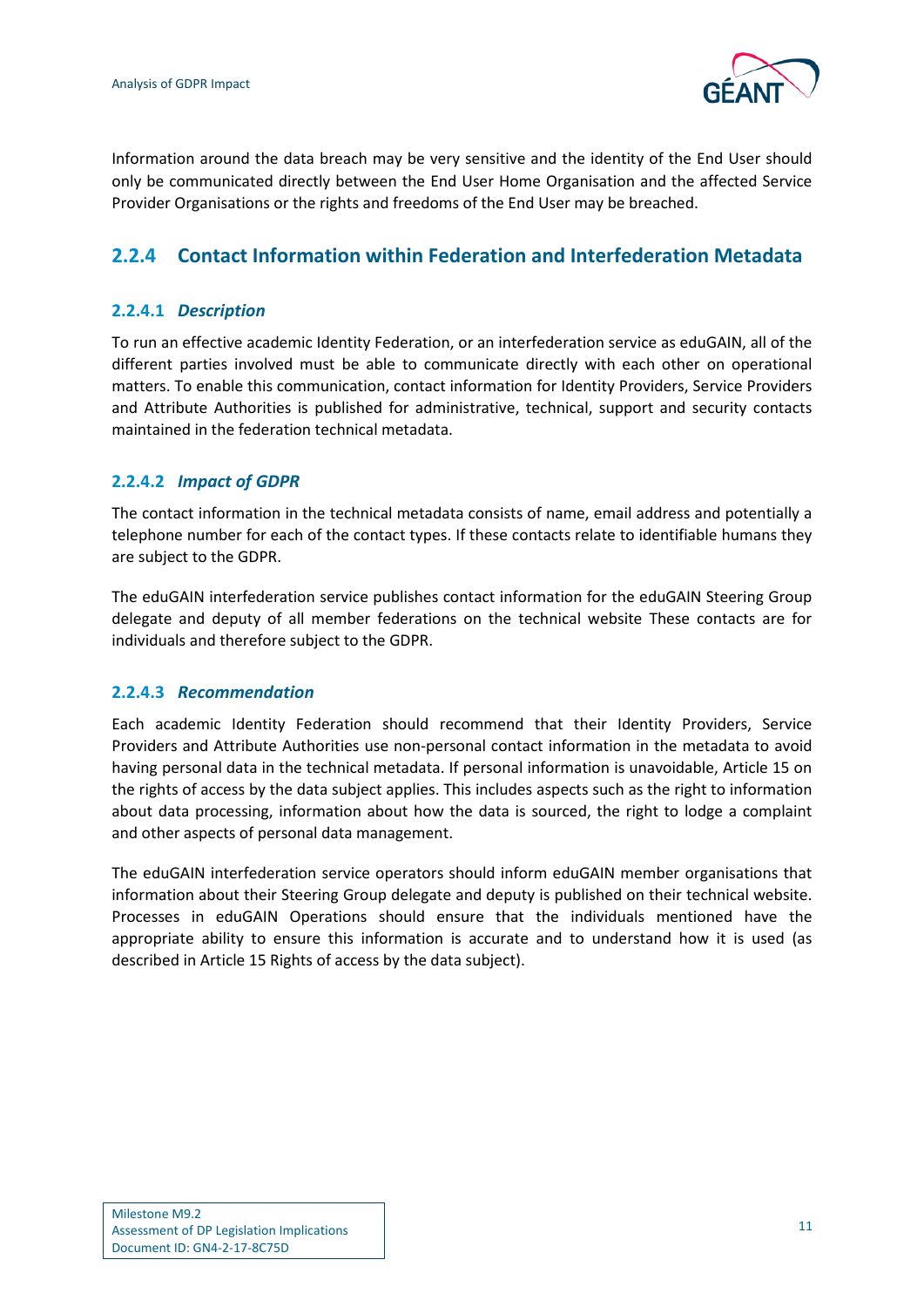Information around the data breach may be very sensitive and the identity of the End User should only be communicated directly between the End User Home Organisation and the affected Service Provider Organisations or the rights and freedoms of the End User may be breached.

### 2.2.4 Contact Information within Federation and Interfederation Metadata

#### 2.2.4.1 *Description*

To run an effective academic Identity Federation, or an interfederation service as eduGAIN, all of the different parties involved must be able to communicate directly with each other on operational matters. To enable this communication, contact information for Identity Providers, Service Providers and Attribute Authorities is published for administrative, technical, support and security contacts maintained in the federation technical metadata.

#### 2.2.4.2 *Impact of GDPR*

The contact information in the technical metadata consists of name, email address and potentially a telephone number for each of the contact types. If these contacts relate to identifiable humans they are subject to the GDPR.

The eduGAIN interfederation service publishes contact information for the eduGAIN Steering Group delegate and deputy of all member federations on the technical website These contacts are for individuals and therefore subject to the GDPR.

#### 2.2.4.3 *Recommendation*

Each academic Identity Federation should recommend that their Identity Providers, Service Providers and Attribute Authorities use non-personal contact information in the metadata to avoid having personal data in the technical metadata. If personal information is unavoidable, Article 15 on the rights of access by the data subject applies. This includes aspects such as the right to information about data processing, information about how the data is sourced, the right to lodge a complaint and other aspects of personal data management.

The eduGAIN interfederation service operators should inform eduGAIN member organisations that information about their Steering Group delegate and deputy is published on their technical website. Processes in eduGAIN Operations should ensure that the individuals mentioned have the appropriate ability to ensure this information is accurate and to understand how it is used (as described in Article 15 Rights of access by the data subject).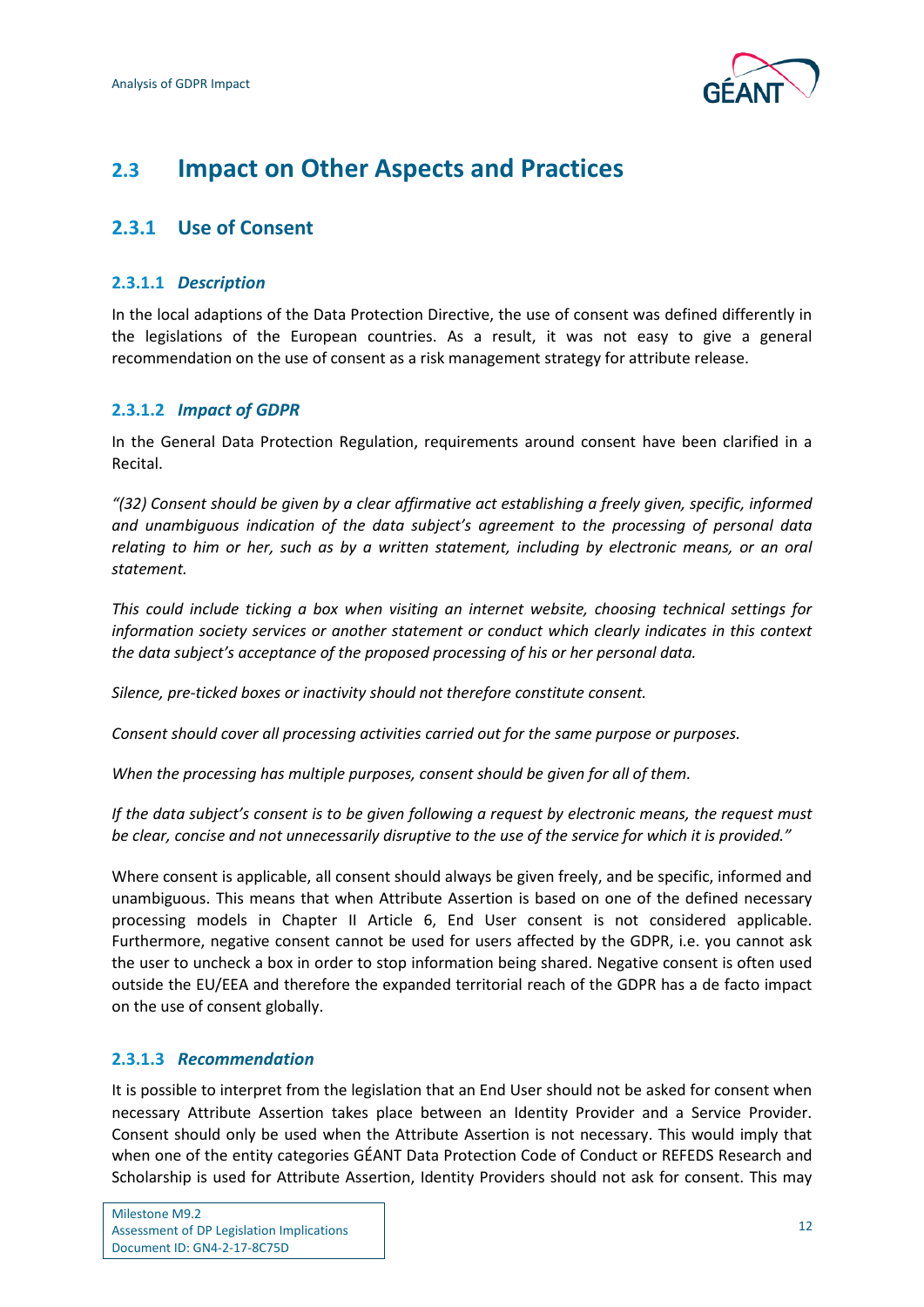## 2.3 Impact on Other Aspects and Practices

### 2.3.1 Use of Consent

#### 2.3.1.1 *Description*

In the local adaptions of the Data Protection Directive, the use of consent was defined differently in the legislations of the European countries. As a result, it was not easy to give a general recommendation on the use of consent as a risk management strategy for attribute release.

#### 2.3.1.2 *Impact of GDPR*

In the General Data Protection Regulation, requirements around consent have been clarified in a Recital.

*"(32) Consent should be given by a clear affirmative act establishing a freely given, specific, informed and unambiguous indication of the data subject's agreement to the processing of personal data relating to him or her, such as by a written statement, including by electronic means, or an oral statement.*

*This could include ticking a box when visiting an internet website, choosing technical settings for information society services or another statement or conduct which clearly indicates in this context the data subject's acceptance of the proposed processing of his or her personal data.*

*Silence, pre-ticked boxes or inactivity should not therefore constitute consent.*

*Consent should cover all processing activities carried out for the same purpose or purposes.*

*When the processing has multiple purposes, consent should be given for all of them.*

*If the data subject's consent is to be given following a request by electronic means, the request must be clear, concise and not unnecessarily disruptive to the use of the service for which it is provided."*

Where consent is applicable, all consent should always be given freely, and be specific, informed and unambiguous. This means that when Attribute Assertion is based on one of the defined necessary processing models in Chapter II Article 6, End User consent is not considered applicable. Furthermore, negative consent cannot be used for users affected by the GDPR, i.e. you cannot ask the user to uncheck a box in order to stop information being shared. Negative consent is often used outside the EU/EEA and therefore the expanded territorial reach of the GDPR has a de facto impact on the use of consent globally.

#### 2.3.1.3 *Recommendation*

It is possible to interpret from the legislation that an End User should not be asked for consent when necessary Attribute Assertion takes place between an Identity Provider and a Service Provider. Consent should only be used when the Attribute Assertion is not necessary. This would imply that when one of the entity categories GÉANT Data Protection Code of Conduct or REFEDS Research and Scholarship is used for Attribute Assertion, Identity Providers should not ask for consent. This may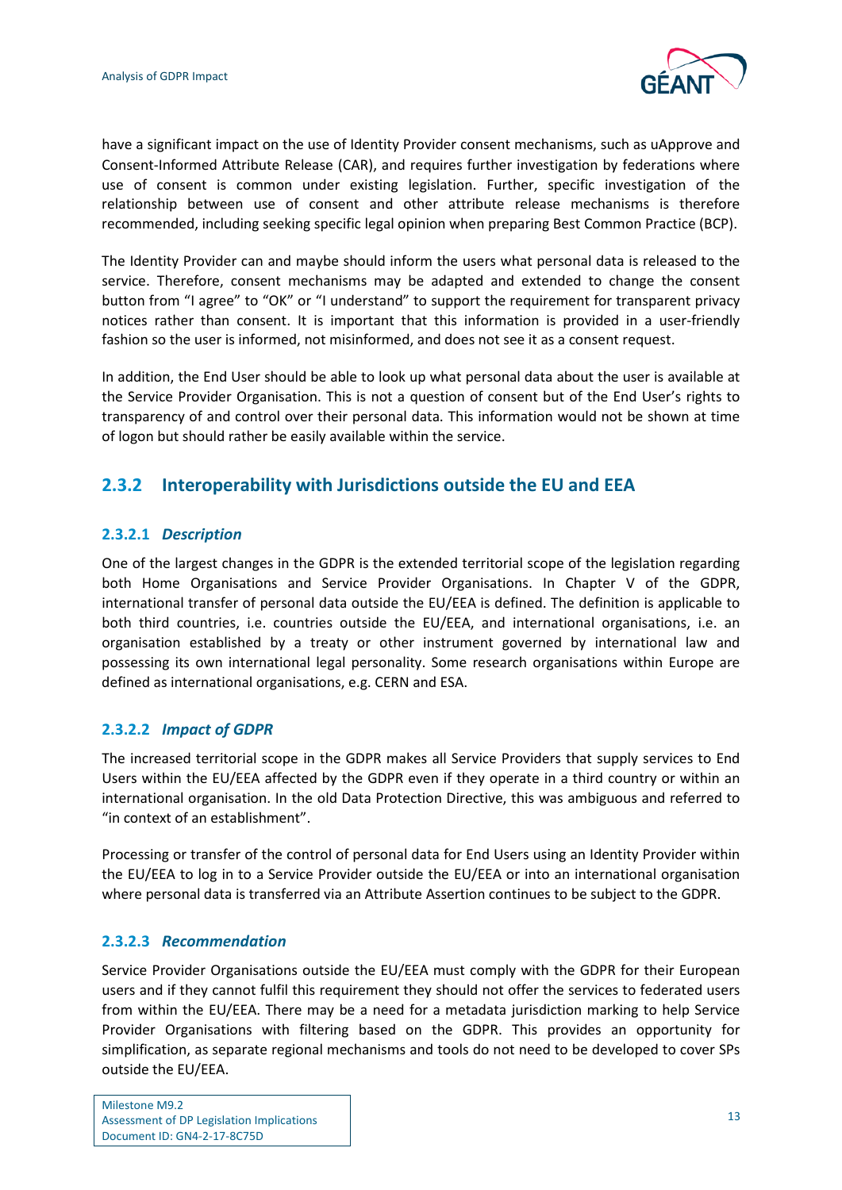have a significant impact on the use of Identity Provider consent mechanisms, such as uApprove and Consent-Informed Attribute Release (CAR), and requires further investigation by federations where use of consent is common under existing legislation. Further, specific investigation of the relationship between use of consent and other attribute release mechanisms is therefore recommended, including seeking specific legal opinion when preparing Best Common Practice (BCP).

The Identity Provider can and maybe should inform the users what personal data is released to the service. Therefore, consent mechanisms may be adapted and extended to change the consent button from "I agree" to "OK" or "I understand" to support the requirement for transparent privacy notices rather than consent. It is important that this information is provided in a user-friendly fashion so the user is informed, not misinformed, and does not see it as a consent request.

In addition, the End User should be able to look up what personal data about the user is available at the Service Provider Organisation. This is not a question of consent but of the End User's rights to transparency of and control over their personal data. This information would not be shown at time of logon but should rather be easily available within the service.

## 2.3.2 Interoperability with Jurisdictions outside the EU and EEA

### 2.3.2.1 *Description*

One of the largest changes in the GDPR is the extended territorial scope of the legislation regarding both Home Organisations and Service Provider Organisations. In Chapter V of the GDPR, international transfer of personal data outside the EU/EEA is defined. The definition is applicable to both third countries, i.e. countries outside the EU/EEA, and international organisations, i.e. an organisation established by a treaty or other instrument governed by international law and possessing its own international legal personality. Some research organisations within Europe are defined as international organisations, e.g. CERN and ESA.

### 2.3.2.2 *Impact of GDPR*

The increased territorial scope in the GDPR makes all Service Providers that supply services to End Users within the EU/EEA affected by the GDPR even if they operate in a third country or within an international organisation. In the old Data Protection Directive, this was ambiguous and referred to "in context of an establishment".

Processing or transfer of the control of personal data for End Users using an Identity Provider within the EU/EEA to log in to a Service Provider outside the EU/EEA or into an international organisation where personal data is transferred via an Attribute Assertion continues to be subject to the GDPR.

### 2.3.2.3 *Recommendation*

Service Provider Organisations outside the EU/EEA must comply with the GDPR for their European users and if they cannot fulfil this requirement they should not offer the services to federated users from within the EU/EEA. There may be a need for a metadata jurisdiction marking to help Service Provider Organisations with filtering based on the GDPR. This provides an opportunity for simplification, as separate regional mechanisms and tools do not need to be developed to cover SPs outside the EU/EEA.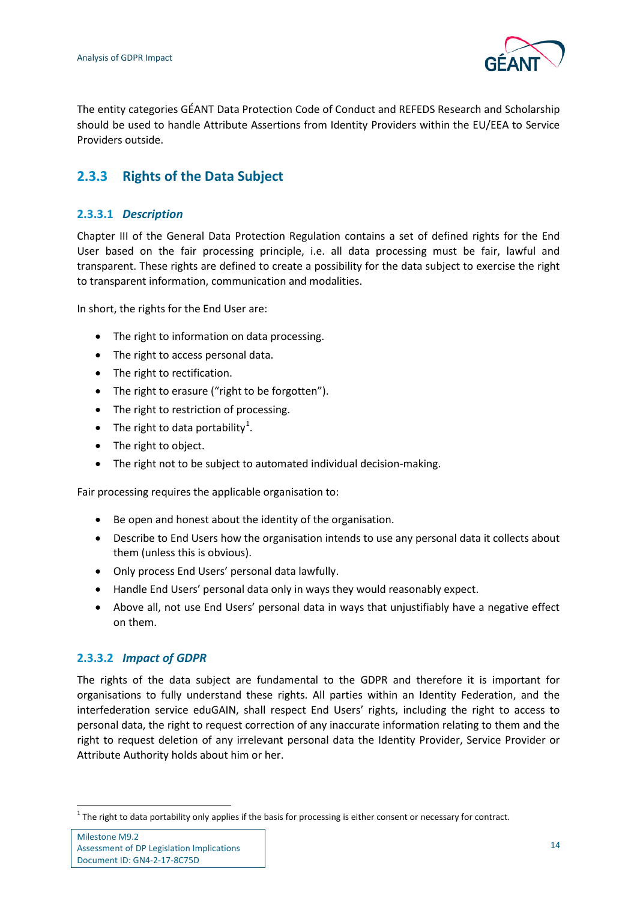The entity categories GÉANT Data Protection Code of Conduct and REFEDS Research and Scholarship should be used to handle Attribute Assertions from Identity Providers within the EU/EEA to Service Providers outside.

## 2.3.3 Rights of the Data Subject

### 2.3.3.1 *Description*

Chapter III of the General Data Protection Regulation contains a set of defined rights for the End User based on the fair processing principle, i.e. all data processing must be fair, lawful and transparent. These rights are defined to create a possibility for the data subject to exercise the right to transparent information, communication and modalities.

In short, the rights for the End User are:

- The right to information on data processing.
- The right to access personal data.
- The right to rectification.
- The right to erasure ("right to be forgotten").
- The right to restriction of processing.
- The right to data portability[1].
- The right to object.
- The right not to be subject to automated individual decision-making.

Fair processing requires the applicable organisation to:

- Be open and honest about the identity of the organisation.
- Describe to End Users how the organisation intends to use any personal data it collects about them (unless this is obvious).
- Only process End Users' personal data lawfully.
- Handle End Users' personal data only in ways they would reasonably expect.
- Above all, not use End Users' personal data in ways that unjustifiably have a negative effect on them.

### 2.3.3.2 *Impact of GDPR*

The rights of the data subject are fundamental to the GDPR and therefore it is important for organisations to fully understand these rights. All parties within an Identity Federation, and the interfederation service eduGAIN, shall respect End Users' rights, including the right to access to personal data, the right to request correction of any inaccurate information relating to them and the right to request deletion of any irrelevant personal data the Identity Provider, Service Provider or Attribute Authority holds about him or her.

[1] The right to data portability only applies if the basis for processing is either consent or necessary for contract.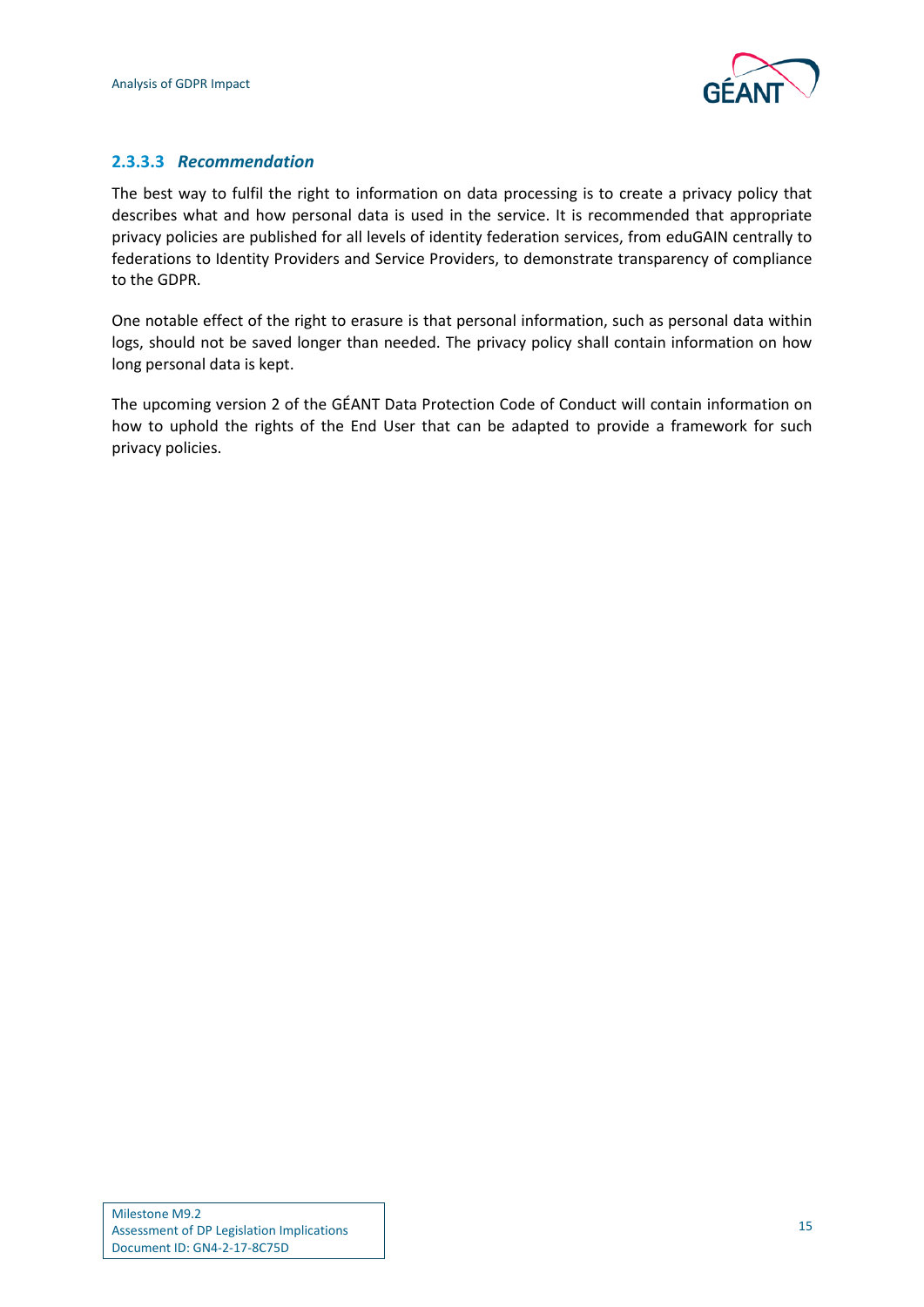#### 2.3.3.3 *Recommendation*

The best way to fulfil the right to information on data processing is to create a privacy policy that describes what and how personal data is used in the service. It is recommended that appropriate privacy policies are published for all levels of identity federation services, from eduGAIN centrally to federations to Identity Providers and Service Providers, to demonstrate transparency of compliance to the GDPR.

One notable effect of the right to erasure is that personal information, such as personal data within logs, should not be saved longer than needed. The privacy policy shall contain information on how long personal data is kept.

The upcoming version 2 of the GÉANT Data Protection Code of Conduct will contain information on how to uphold the rights of the End User that can be adapted to provide a framework for such privacy policies.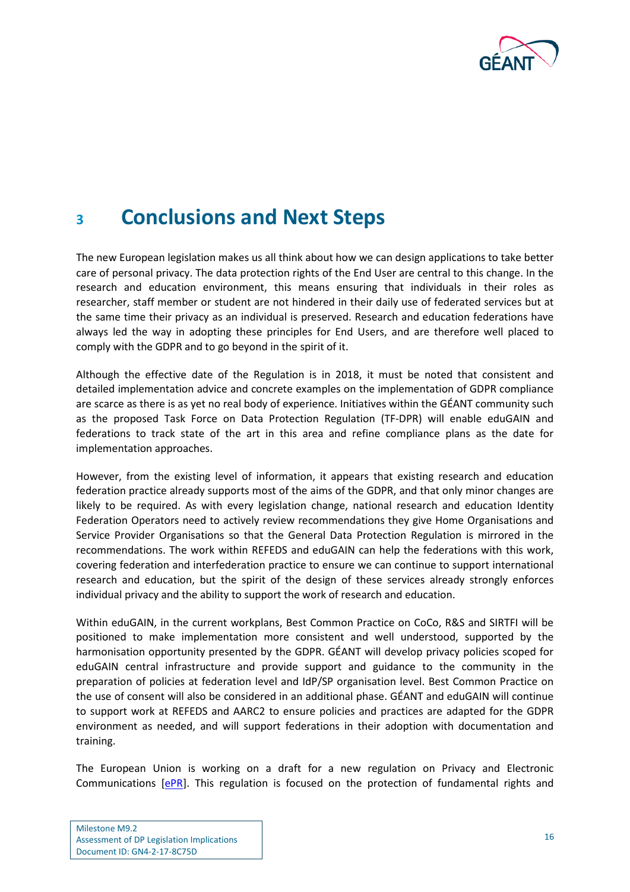# 3 Conclusions and Next Steps

The new European legislation makes us all think about how we can design applications to take better care of personal privacy. The data protection rights of the End User are central to this change. In the research and education environment, this means ensuring that individuals in their roles as researcher, staff member or student are not hindered in their daily use of federated services but at the same time their privacy as an individual is preserved. Research and education federations have always led the way in adopting these principles for End Users, and are therefore well placed to comply with the GDPR and to go beyond in the spirit of it.

Although the effective date of the Regulation is in 2018, it must be noted that consistent and detailed implementation advice and concrete examples on the implementation of GDPR compliance are scarce as there is as yet no real body of experience. Initiatives within the GÉANT community such as the proposed Task Force on Data Protection Regulation (TF-DPR) will enable eduGAIN and federations to track state of the art in this area and refine compliance plans as the date for implementation approaches.

However, from the existing level of information, it appears that existing research and education federation practice already supports most of the aims of the GDPR, and that only minor changes are likely to be required. As with every legislation change, national research and education Identity Federation Operators need to actively review recommendations they give Home Organisations and Service Provider Organisations so that the General Data Protection Regulation is mirrored in the recommendations. The work within REFEDS and eduGAIN can help the federations with this work, covering federation and interfederation practice to ensure we can continue to support international research and education, but the spirit of the design of these services already strongly enforces individual privacy and the ability to support the work of research and education.

Within eduGAIN, in the current workplans, Best Common Practice on CoCo, R&S and SIRTFI will be positioned to make implementation more consistent and well understood, supported by the harmonisation opportunity presented by the GDPR. GÉANT will develop privacy policies scoped for eduGAIN central infrastructure and provide support and guidance to the community in the preparation of policies at federation level and IdP/SP organisation level. Best Common Practice on the use of consent will also be considered in an additional phase. GÉANT and eduGAIN will continue to support work at REFEDS and AARC2 to ensure policies and practices are adapted for the GDPR environment as needed, and will support federations in their adoption with documentation and training.

The European Union is working on a draft for a new regulation on Privacy and Electronic Communications [ePR]. This regulation is focused on the protection of fundamental rights and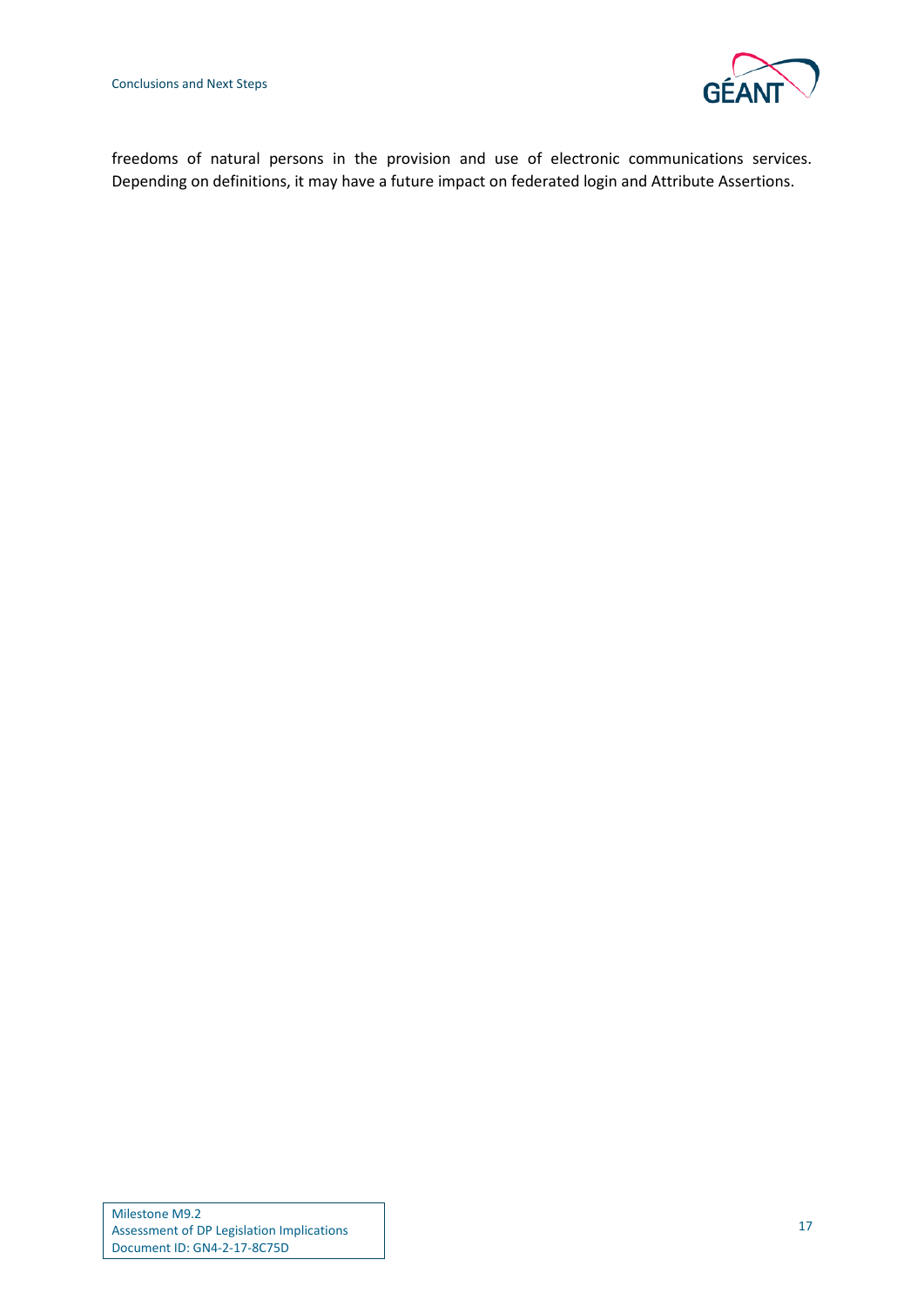freedoms of natural persons in the provision and use of electronic communications services. Depending on definitions, it may have a future impact on federated login and Attribute Assertions.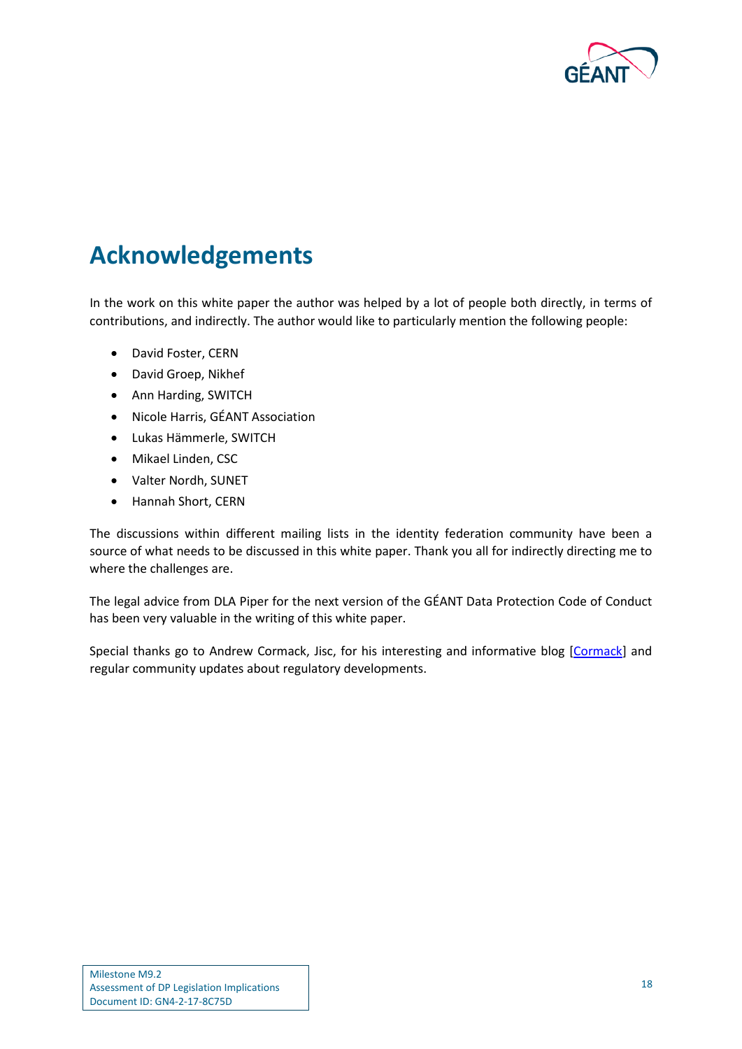# Acknowledgements

In the work on this white paper the author was helped by a lot of people both directly, in terms of contributions, and indirectly. The author would like to particularly mention the following people:

- David Foster, CERN
- David Groep, Nikhef
- Ann Harding, SWITCH
- Nicole Harris, GÉANT Association
- Lukas Hämmerle, SWITCH
- Mikael Linden, CSC
- Valter Nordh, SUNET
- Hannah Short, CERN

The discussions within different mailing lists in the identity federation community have been a source of what needs to be discussed in this white paper. Thank you all for indirectly directing me to where the challenges are.

The legal advice from DLA Piper for the next version of the GÉANT Data Protection Code of Conduct has been very valuable in the writing of this white paper.

Special thanks go to Andrew Cormack, Jisc, for his interesting and informative blog [Cormack] and regular community updates about regulatory developments.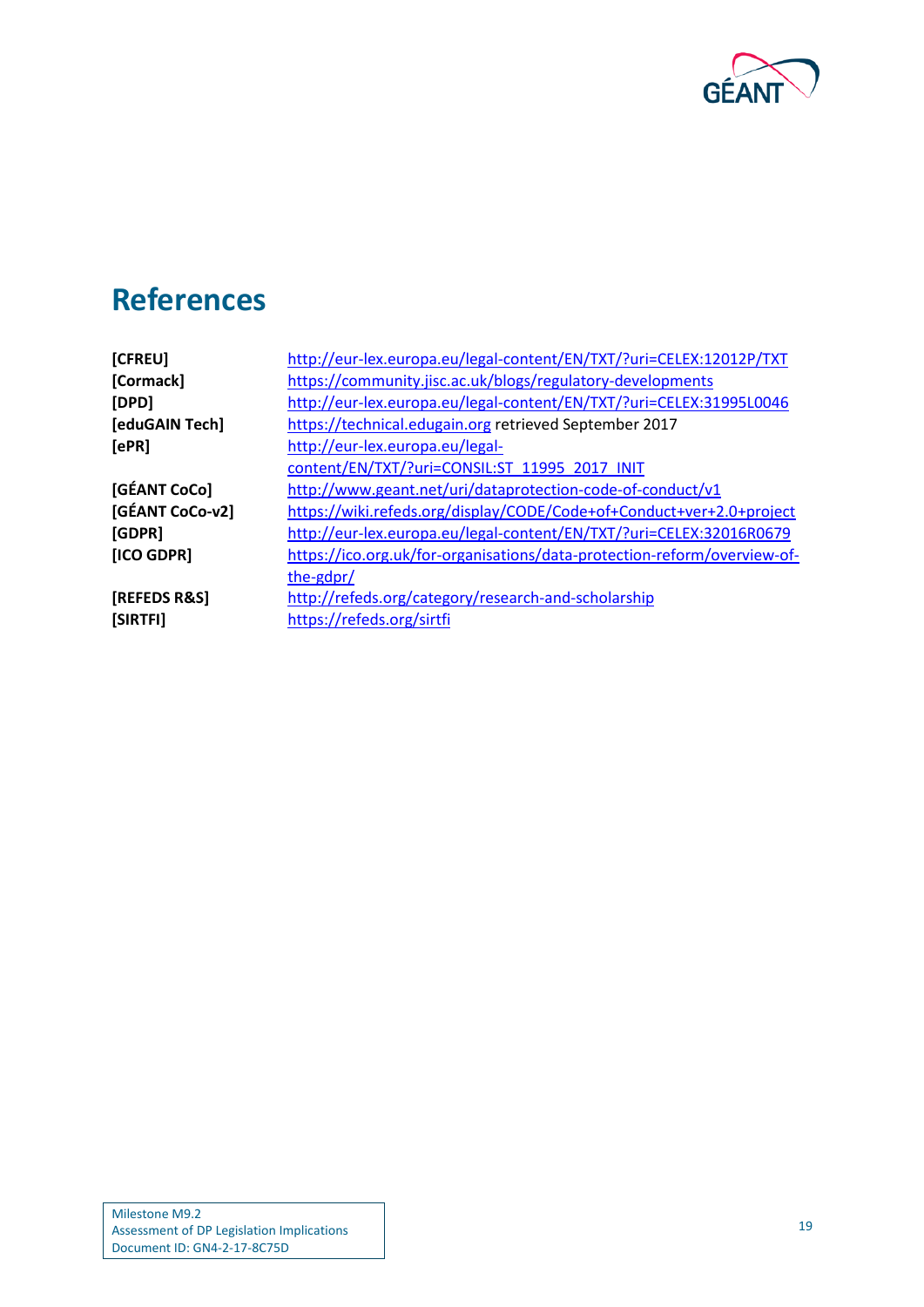# References

| | |
|---|---|
| **[CFREU]** | http://eur-lex.europa.eu/legal-content/EN/TXT/?uri=CELEX:12012P/TXT |
| **[Cormack]** | https://community.jisc.ac.uk/blogs/regulatory-developments |
| **[DPD]** | http://eur-lex.europa.eu/legal-content/EN/TXT/?uri=CELEX:31995L0046 |
| **[eduGAIN Tech]** | https://technical.edugain.org retrieved September 2017 |
| **[ePR]** | http://eur-lex.europa.eu/legal-content/EN/TXT/?uri=CONSIL:ST_11995_2017_INIT |
| **[GÉANT CoCo]** | http://www.geant.net/uri/dataprotection-code-of-conduct/v1 |
| **[GÉANT CoCo-v2]** | https://wiki.refeds.org/display/CODE/Code+of+Conduct+ver+2.0+project |
| **[GDPR]** | http://eur-lex.europa.eu/legal-content/EN/TXT/?uri=CELEX:32016R0679 |
| **[ICO GDPR]** | https://ico.org.uk/for-organisations/data-protection-reform/overview-of-the-gdpr/ |
| **[REFEDS R&S]** | http://refeds.org/category/research-and-scholarship |
| **[SIRTFI]** | https://refeds.org/sirtfi |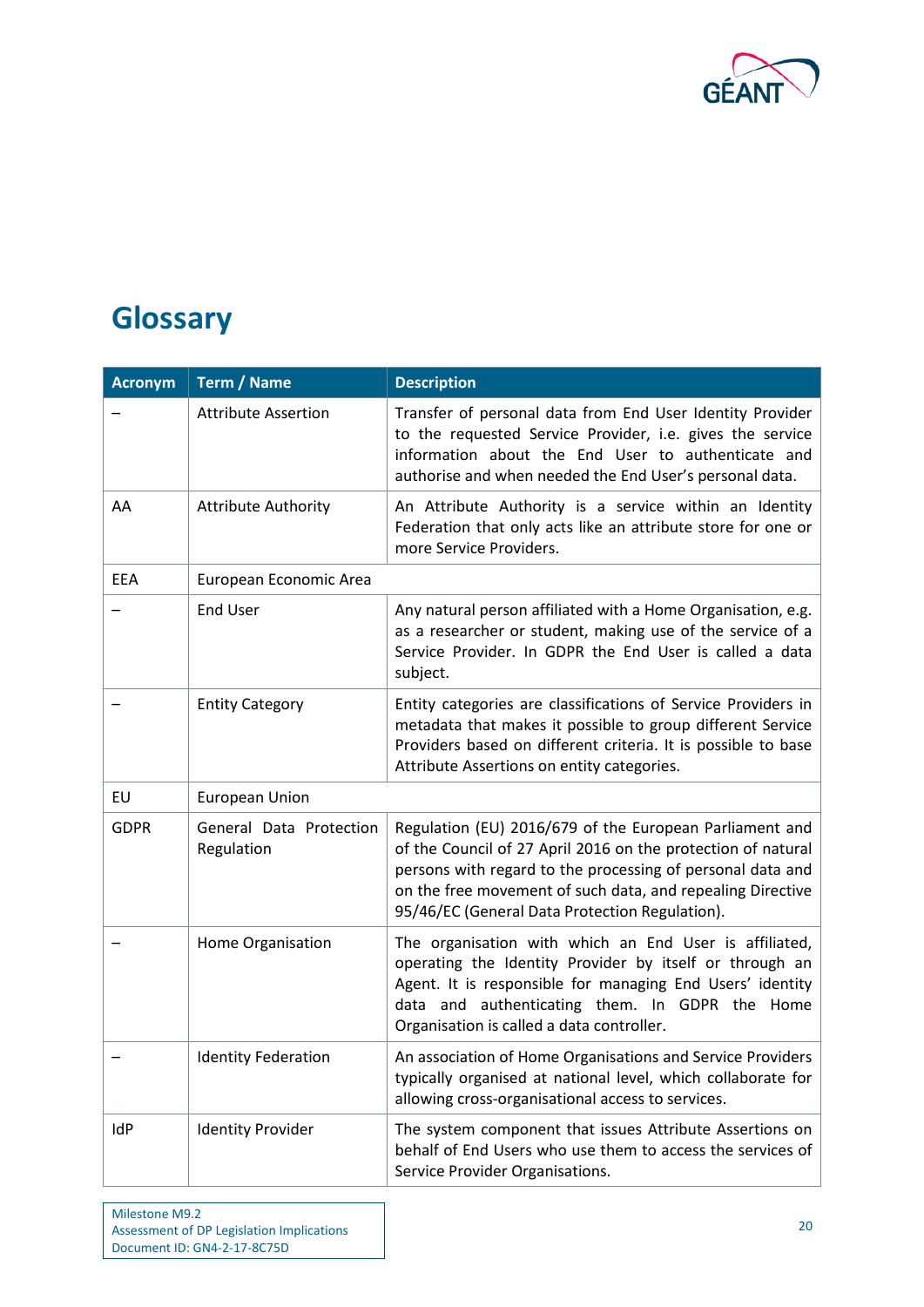# Glossary

| Acronym | Term / Name | Description |
|---|---|---|
| – | Attribute Assertion | Transfer of personal data from End User Identity Provider to the requested Service Provider, i.e. gives the service information about the End User to authenticate and authorise and when needed the End User's personal data. |
| AA | Attribute Authority | An Attribute Authority is a service within an Identity Federation that only acts like an attribute store for one or more Service Providers. |
| EEA | European Economic Area | |
| – | End User | Any natural person affiliated with a Home Organisation, e.g. as a researcher or student, making use of the service of a Service Provider. In GDPR the End User is called a data subject. |
| – | Entity Category | Entity categories are classifications of Service Providers in metadata that makes it possible to group different Service Providers based on different criteria. It is possible to base Attribute Assertions on entity categories. |
| EU | European Union | |
| GDPR | General Data Protection Regulation | Regulation (EU) 2016/679 of the European Parliament and of the Council of 27 April 2016 on the protection of natural persons with regard to the processing of personal data and on the free movement of such data, and repealing Directive 95/46/EC (General Data Protection Regulation). |
| – | Home Organisation | The organisation with which an End User is affiliated, operating the Identity Provider by itself or through an Agent. It is responsible for managing End Users' identity data and authenticating them. In GDPR the Home Organisation is called a data controller. |
| – | Identity Federation | An association of Home Organisations and Service Providers typically organised at national level, which collaborate for allowing cross-organisational access to services. |
| IdP | Identity Provider | The system component that issues Attribute Assertions on behalf of End Users who use them to access the services of Service Provider Organisations. |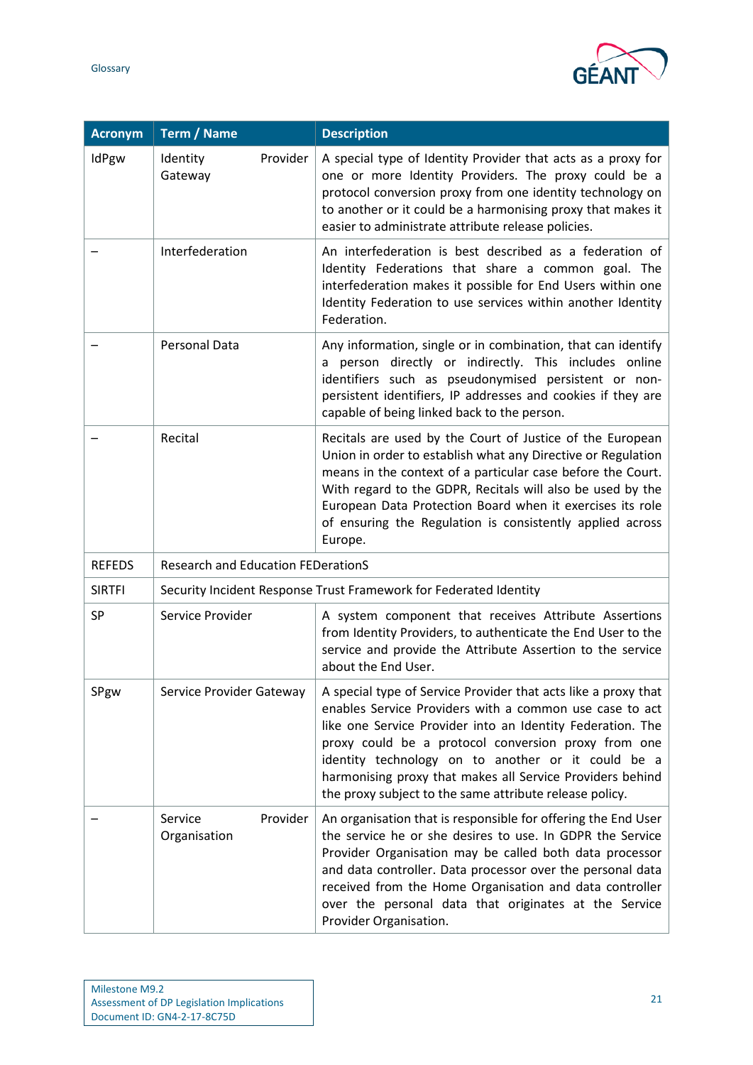| Acronym | Term / Name | Description |
|---|---|---|
| IdPgw | Identity Provider Gateway | A special type of Identity Provider that acts as a proxy for one or more Identity Providers. The proxy could be a protocol conversion proxy from one identity technology on to another or it could be a harmonising proxy that makes it easier to administrate attribute release policies. |
| – | Interfederation | An interfederation is best described as a federation of Identity Federations that share a common goal. The interfederation makes it possible for End Users within one Identity Federation to use services within another Identity Federation. |
| – | Personal Data | Any information, single or in combination, that can identify a person directly or indirectly. This includes online identifiers such as pseudonymised persistent or non-persistent identifiers, IP addresses and cookies if they are capable of being linked back to the person. |
| – | Recital | Recitals are used by the Court of Justice of the European Union in order to establish what any Directive or Regulation means in the context of a particular case before the Court. With regard to the GDPR, Recitals will also be used by the European Data Protection Board when it exercises its role of ensuring the Regulation is consistently applied across Europe. |
| REFEDS | Research and Education FEDerationS | |
| SIRTFI | Security Incident Response Trust Framework for Federated Identity | |
| SP | Service Provider | A system component that receives Attribute Assertions from Identity Providers, to authenticate the End User to the service and provide the Attribute Assertion to the service about the End User. |
| SPgw | Service Provider Gateway | A special type of Service Provider that acts like a proxy that enables Service Providers with a common use case to act like one Service Provider into an Identity Federation. The proxy could be a protocol conversion proxy from one identity technology on to another or it could be a harmonising proxy that makes all Service Providers behind the proxy subject to the same attribute release policy. |
| – | Service Provider Organisation | An organisation that is responsible for offering the End User the service he or she desires to use. In GDPR the Service Provider Organisation may be called both data processor and data controller. Data processor over the personal data received from the Home Organisation and data controller over the personal data that originates at the Service Provider Organisation. |